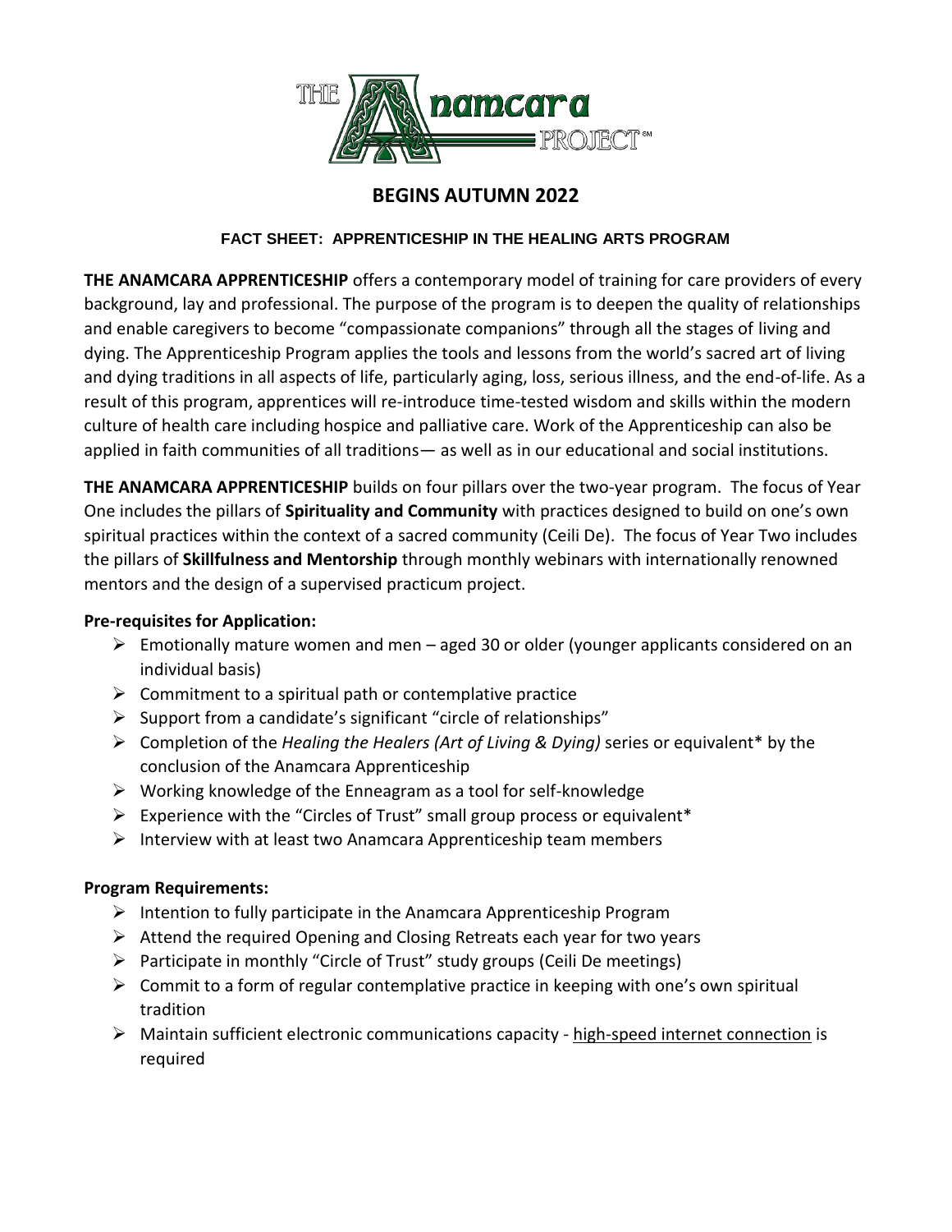# BEGINS AUTUMN 2022

### FACT SHEET: APPRENTICESHIP IN THE HEALING ARTS PROGRAM

**THE ANAMCARA APPRENTICESHIP** offers a contemporary model of training for care providers of every background, lay and professional. The purpose of the program is to deepen the quality of relationships and enable caregivers to become "compassionate companions" through all the stages of living and dying. The Apprenticeship Program applies the tools and lessons from the world's sacred art of living and dying traditions in all aspects of life, particularly aging, loss, serious illness, and the end-of-life. As a result of this program, apprentices will re-introduce time-tested wisdom and skills within the modern culture of health care including hospice and palliative care. Work of the Apprenticeship can also be applied in faith communities of all traditions— as well as in our educational and social institutions.

**THE ANAMCARA APPRENTICESHIP** builds on four pillars over the two-year program. The focus of Year One includes the pillars of **Spirituality and Community** with practices designed to build on one's own spiritual practices within the context of a sacred community (Ceili De). The focus of Year Two includes the pillars of **Skillfulness and Mentorship** through monthly webinars with internationally renowned mentors and the design of a supervised practicum project.

**Pre-requisites for Application:**

- Emotionally mature women and men – aged 30 or older (younger applicants considered on an individual basis)
- Commitment to a spiritual path or contemplative practice
- Support from a candidate's significant "circle of relationships"
- Completion of the *Healing the Healers (Art of Living & Dying)* series or equivalent* by the conclusion of the Anamcara Apprenticeship
- Working knowledge of the Enneagram as a tool for self-knowledge
- Experience with the "Circles of Trust" small group process or equivalent*
- Interview with at least two Anamcara Apprenticeship team members

**Program Requirements:**

- Intention to fully participate in the Anamcara Apprenticeship Program
- Attend the required Opening and Closing Retreats each year for two years
- Participate in monthly "Circle of Trust" study groups (Ceili De meetings)
- Commit to a form of regular contemplative practice in keeping with one's own spiritual tradition
- Maintain sufficient electronic communications capacity - high-speed internet connection is required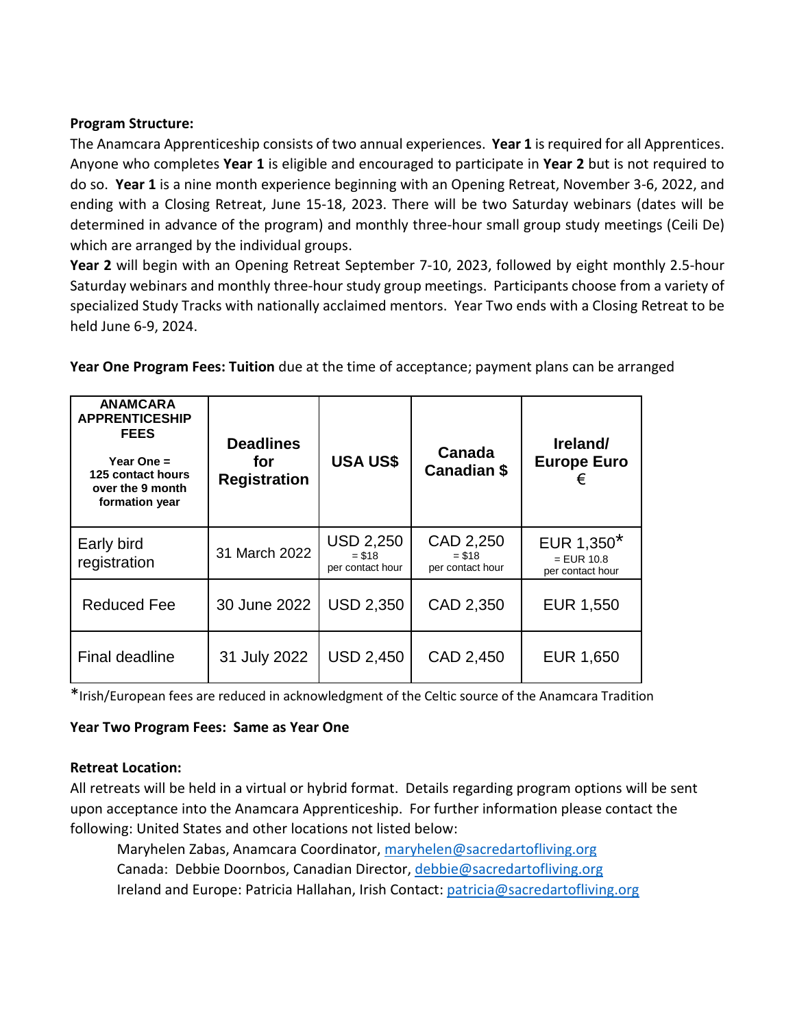**Program Structure:**

The Anamcara Apprenticeship consists of two annual experiences. **Year 1** is required for all Apprentices. Anyone who completes **Year 1** is eligible and encouraged to participate in **Year 2** but is not required to do so. **Year 1** is a nine month experience beginning with an Opening Retreat, November 3-6, 2022, and ending with a Closing Retreat, June 15-18, 2023. There will be two Saturday webinars (dates will be determined in advance of the program) and monthly three-hour small group study meetings (Ceili De) which are arranged by the individual groups.

**Year 2** will begin with an Opening Retreat September 7-10, 2023, followed by eight monthly 2.5-hour Saturday webinars and monthly three-hour study group meetings. Participants choose from a variety of specialized Study Tracks with nationally acclaimed mentors. Year Two ends with a Closing Retreat to be held June 6-9, 2024.

**Year One Program Fees: Tuition** due at the time of acceptance; payment plans can be arranged

| **ANAMCARA APPRENTICESHIP FEES** Year One = 125 contact hours over the 9 month formation year | **Deadlines for Registration** | **USA US$** | **Canada Canadian $** | **Ireland/ Europe Euro €** |
|---|---|---|---|---|
| Early bird registration | 31 March 2022 | USD 2,250 = $18 per contact hour | CAD 2,250 = $18 per contact hour | EUR 1,350* = EUR 10.8 per contact hour |
| Reduced Fee | 30 June 2022 | USD 2,350 | CAD 2,350 | EUR 1,550 |
| Final deadline | 31 July 2022 | USD 2,450 | CAD 2,450 | EUR 1,650 |

*Irish/European fees are reduced in acknowledgment of the Celtic source of the Anamcara Tradition

**Year Two Program Fees: Same as Year One**

**Retreat Location:**

All retreats will be held in a virtual or hybrid format. Details regarding program options will be sent upon acceptance into the Anamcara Apprenticeship. For further information please contact the following: United States and other locations not listed below:

Maryhelen Zabas, Anamcara Coordinator, maryhelen@sacredartofliving.org
Canada: Debbie Doornbos, Canadian Director, debbie@sacredartofliving.org
Ireland and Europe: Patricia Hallahan, Irish Contact: patricia@sacredartofliving.org